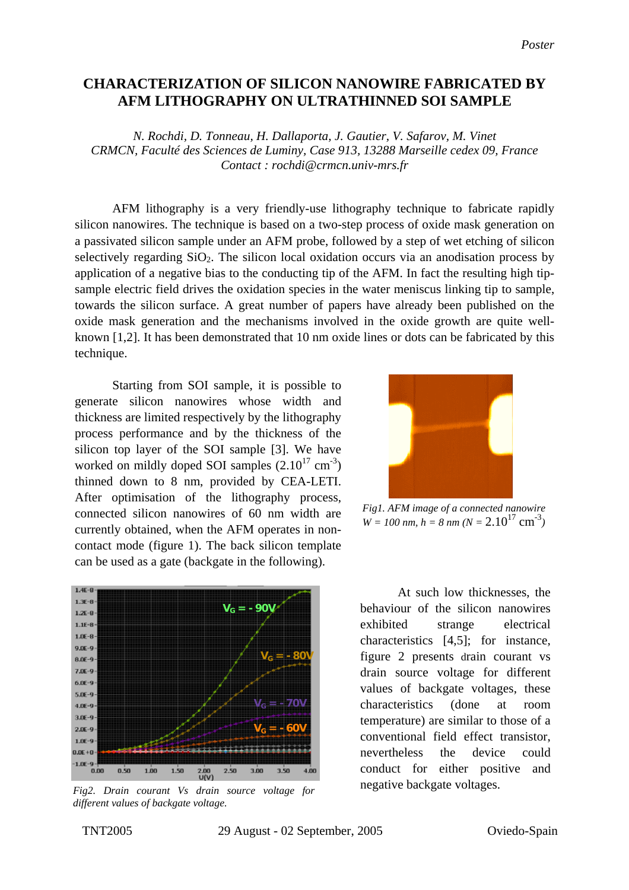# CHARACTERIZATION OF SILICON NANOWIRE FABRICATED BY AFM LITHOGRAPHY ON ULTRATHINNED SOI SAMPLE

*N. Rochdi, D. Tonneau, H. Dallaporta, J. Gautier, V. Safarov, M. Vinet*
*CRMCN, Faculté des Sciences de Luminy, Case 913, 13288 Marseille cedex 09, France*
*Contact : rochdi@crmcn.univ-mrs.fr*

AFM lithography is a very friendly-use lithography technique to fabricate rapidly silicon nanowires. The technique is based on a two-step process of oxide mask generation on a passivated silicon sample under an AFM probe, followed by a step of wet etching of silicon selectively regarding $SiO_2$. The silicon local oxidation occurs via an anodisation process by application of a negative bias to the conducting tip of the AFM. In fact the resulting high tip-sample electric field drives the oxidation species in the water meniscus linking tip to sample, towards the silicon surface. A great number of papers have already been published on the oxide mask generation and the mechanisms involved in the oxide growth are quite well-known [1,2]. It has been demonstrated that 10 nm oxide lines or dots can be fabricated by this technique.

Starting from SOI sample, it is possible to generate silicon nanowires whose width and thickness are limited respectively by the lithography process performance and by the thickness of the silicon top layer of the SOI sample [3]. We have worked on mildly doped SOI samples ($2.10^{17}$ $cm^{-3}$) thinned down to 8 nm, provided by CEA-LETI. After optimisation of the lithography process, connected silicon nanowires of 60 nm width are currently obtained, when the AFM operates in non-contact mode (figure 1). The back silicon template can be used as a gate (backgate in the following).

*Fig1. AFM image of a connected nanowire W = 100 nm, h = 8 nm (N =* $2.10^{17}$ $cm^{-3}$*)*

*Fig2. Drain courant Vs drain source voltage for different values of backgate voltage.*

At such low thicknesses, the behaviour of the silicon nanowires exhibited strange electrical characteristics [4,5]; for instance, figure 2 presents drain courant vs drain source voltage for different values of backgate voltages, these characteristics (done at room temperature) are similar to those of a conventional field effect transistor, nevertheless the device could conduct for either positive and negative backgate voltages.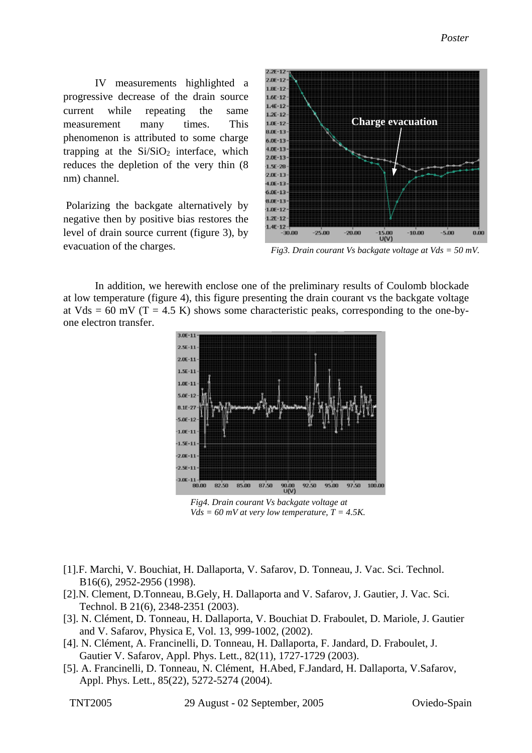IV measurements highlighted a progressive decrease of the drain source current while repeating the same measurement many times. This phenomenon is attributed to some charge trapping at the $Si/SiO_2$ interface, which reduces the depletion of the very thin (8 nm) channel.

Polarizing the backgate alternatively by negative then by positive bias restores the level of drain source current (figure 3), by evacuation of the charges.

2.2E-12
2.0E-12
1.8E-12
1.6E-12
1.4E-12
1.2E-12
1.0E-12
8.0E-13
6.0E-13
4.0E-13
2.0E-13
-1.5E-28
-2.0E-13
-4.0E-13
-6.0E-13
-8.0E-13
-1.0E-12
-1.2E-12
-1.4E-12
-30.00 -25.00 -20.00 -15.00 -10.00 -5.00 0.00
U(V)
Charge evacuation

*Fig3. Drain courant Vs backgate voltage at Vds = 50 mV.*

In addition, we herewith enclose one of the preliminary results of Coulomb blockade at low temperature (figure 4), this figure presenting the drain courant vs the backgate voltage at Vds = 60 mV (T = 4.5 K) shows some characteristic peaks, corresponding to the one-by-one electron transfer.

3.0E-11
2.5E-11
2.0E-11
1.5E-11
1.0E-11
5.0E-12
8.1E-27
-5.0E-12
-1.0E-11
-1.5E-11
-2.0E-11
-2.5E-11
-3.0E-11
80.00 82.50 85.00 87.50 90.00 92.50 95.00 97.50 100.00
U(V)

*Fig4. Drain courant Vs backgate voltage at Vds = 60 mV at very low temperature, T = 4.5K.*

[1].F. Marchi, V. Bouchiat, H. Dallaporta, V. Safarov, D. Tonneau, J. Vac. Sci. Technol. B16(6), 2952-2956 (1998).

[2].N. Clement, D.Tonneau, B.Gely, H. Dallaporta and V. Safarov, J. Gautier, J. Vac. Sci. Technol. B 21(6), 2348-2351 (2003).

[3]. N. Clément, D. Tonneau, H. Dallaporta, V. Bouchiat D. Fraboulet, D. Mariole, J. Gautier and V. Safarov, Physica E, Vol. 13, 999-1002, (2002).

[4]. N. Clément, A. Francinelli, D. Tonneau, H. Dallaporta, F. Jandard, D. Fraboulet, J. Gautier V. Safarov, Appl. Phys. Lett., 82(11), 1727-1729 (2003).

[5]. A. Francinelli, D. Tonneau, N. Clément, H.Abed, F.Jandard, H. Dallaporta, V.Safarov, Appl. Phys. Lett., 85(22), 5272-5274 (2004).